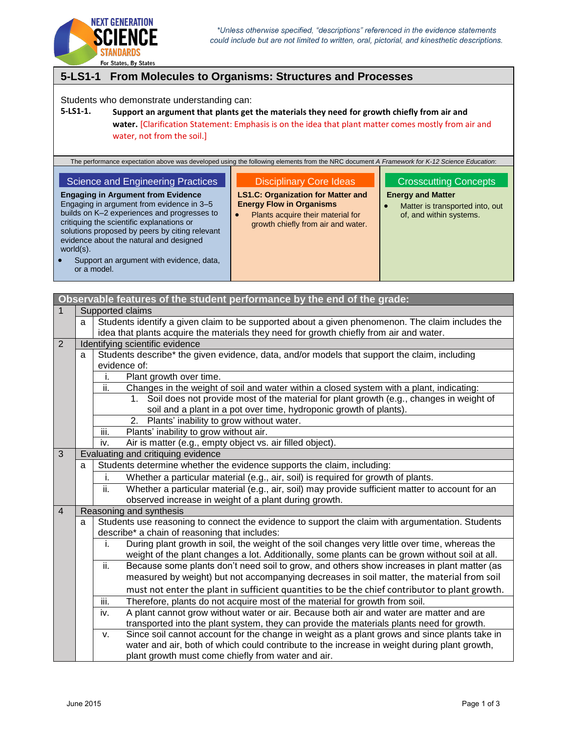*Unless otherwise specified, "descriptions" referenced in the evidence statements could include but are not limited to written, oral, pictorial, and kinesthetic descriptions.

# 5-LS1-1 From Molecules to Organisms: Structures and Processes

Students who demonstrate understanding can:

**5-LS1-1. Support an argument that plants get the materials they need for growth chiefly from air and water.** [Clarification Statement: Emphasis is on the idea that plant matter comes mostly from air and water, not from the soil.]

The performance expectation above was developed using the following elements from the NRC document *A Framework for K-12 Science Education*:

| Science and Engineering Practices | Disciplinary Core Ideas | Crosscutting Concepts |
|---|---|---|
| **Engaging in Argument from Evidence**<br>Engaging in argument from evidence in 3–5 builds on K–2 experiences and progresses to critiquing the scientific explanations or solutions proposed by peers by citing relevant evidence about the natural and designed world(s).<br>• Support an argument with evidence, data, or a model. | **LS1.C: Organization for Matter and Energy Flow in Organisms**<br>• Plants acquire their material for growth chiefly from air and water. | **Energy and Matter**<br>• Matter is transported into, out of, and within systems. |

| Observable features of the student performance by the end of the grade: | | | |
|---|---|---|---|
| 1 | Supported claims | | |
| | a | Students identify a given claim to be supported about a given phenomenon. The claim includes the idea that plants acquire the materials they need for growth chiefly from air and water. | |
| 2 | Identifying scientific evidence | | |
| | a | Students describe* the given evidence, data, and/or models that support the claim, including evidence of: | |
| | | i. | Plant growth over time. |
| | | ii. | Changes in the weight of soil and water within a closed system with a plant, indicating: |
| | | | 1. Soil does not provide most of the material for plant growth (e.g., changes in weight of soil and a plant in a pot over time, hydroponic growth of plants). |
| | | | 2. Plants' inability to grow without water. |
| | | iii. | Plants' inability to grow without air. |
| | | iv. | Air is matter (e.g., empty object vs. air filled object). |
| 3 | Evaluating and critiquing evidence | | |
| | a | Students determine whether the evidence supports the claim, including: | |
| | | i. | Whether a particular material (e.g., air, soil) is required for growth of plants. |
| | | ii. | Whether a particular material (e.g., air, soil) may provide sufficient matter to account for an observed increase in weight of a plant during growth. |
| 4 | Reasoning and synthesis | | |
| | a | Students use reasoning to connect the evidence to support the claim with argumentation. Students describe* a chain of reasoning that includes: | |
| | | i. | During plant growth in soil, the weight of the soil changes very little over time, whereas the weight of the plant changes a lot. Additionally, some plants can be grown without soil at all. |
| | | ii. | Because some plants don't need soil to grow, and others show increases in plant matter (as measured by weight) but not accompanying decreases in soil matter, the material from soil must not enter the plant in sufficient quantities to be the chief contributor to plant growth. |
| | | iii. | Therefore, plants do not acquire most of the material for growth from soil. |
| | | iv. | A plant cannot grow without water or air. Because both air and water are matter and are transported into the plant system, they can provide the materials plants need for growth. |
| | | v. | Since soil cannot account for the change in weight as a plant grows and since plants take in water and air, both of which could contribute to the increase in weight during plant growth, plant growth must come chiefly from water and air. |

June 2015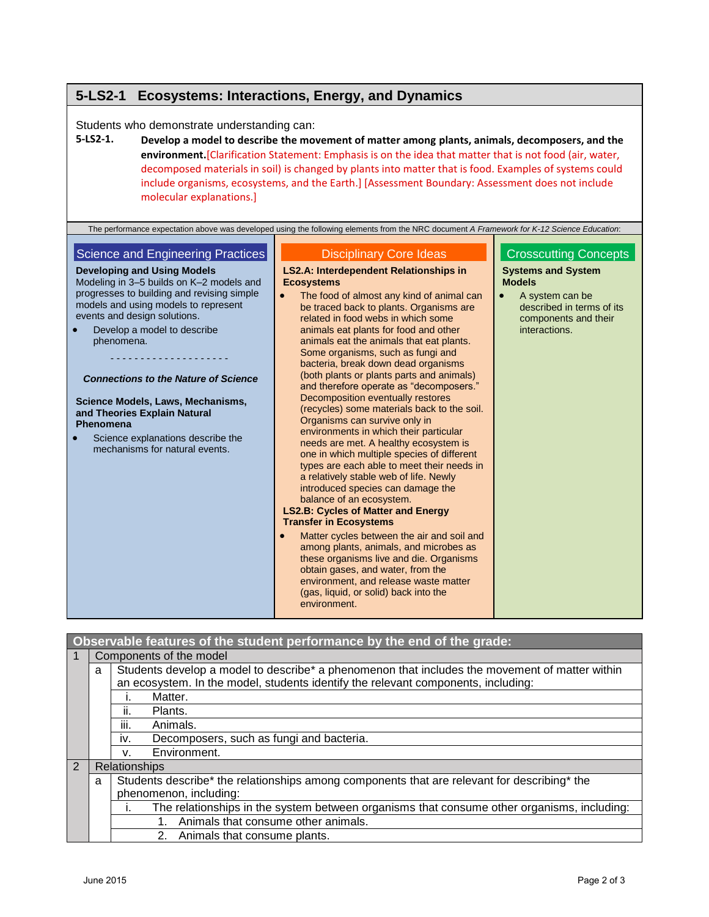## 5-LS2-1 Ecosystems: Interactions, Energy, and Dynamics

Students who demonstrate understanding can:

**5-LS2-1.** **Develop a model to describe the movement of matter among plants, animals, decomposers, and the environment.**[Clarification Statement: Emphasis is on the idea that matter that is not food (air, water, decomposed materials in soil) is changed by plants into matter that is food. Examples of systems could include organisms, ecosystems, and the Earth.] [Assessment Boundary: Assessment does not include molecular explanations.]

The performance expectation above was developed using the following elements from the NRC document *A Framework for K-12 Science Education*:

### Science and Engineering Practices

**Developing and Using Models**
Modeling in 3–5 builds on K–2 models and progresses to building and revising simple models and using models to represent events and design solutions.

- Develop a model to describe phenomena.

- - - - - - - - - - - - - - - - - - - -

***Connections to the Nature of Science***

**Science Models, Laws, Mechanisms, and Theories Explain Natural Phenomena**

- Science explanations describe the mechanisms for natural events.

### Disciplinary Core Ideas

**LS2.A: Interdependent Relationships in Ecosystems**

- The food of almost any kind of animal can be traced back to plants. Organisms are related in food webs in which some animals eat plants for food and other animals eat the animals that eat plants. Some organisms, such as fungi and bacteria, break down dead organisms (both plants or plants parts and animals) and therefore operate as "decomposers." Decomposition eventually restores (recycles) some materials back to the soil. Organisms can survive only in environments in which their particular needs are met. A healthy ecosystem is one in which multiple species of different types are each able to meet their needs in a relatively stable web of life. Newly introduced species can damage the balance of an ecosystem.

**LS2.B: Cycles of Matter and Energy Transfer in Ecosystems**

- Matter cycles between the air and soil and among plants, animals, and microbes as these organisms live and die. Organisms obtain gases, and water, from the environment, and release waste matter (gas, liquid, or solid) back into the environment.

### Crosscutting Concepts

**Systems and System Models**

- A system can be described in terms of its components and their interactions.

## Observable features of the student performance by the end of the grade:

| | | | |
|---|---|---|---|
| 1 | Components of the model | | |
| | a | Students develop a model to describe* a phenomenon that includes the movement of matter within an ecosystem. In the model, students identify the relevant components, including: | |
| | | i. | Matter. |
| | | ii. | Plants. |
| | | iii. | Animals. |
| | | iv. | Decomposers, such as fungi and bacteria. |
| | | v. | Environment. |
| 2 | Relationships | | |
| | a | Students describe* the relationships among components that are relevant for describing* the phenomenon, including: | |
| | | i. | The relationships in the system between organisms that consume other organisms, including: |
| | | | 1. Animals that consume other animals. |
| | | | 2. Animals that consume plants. |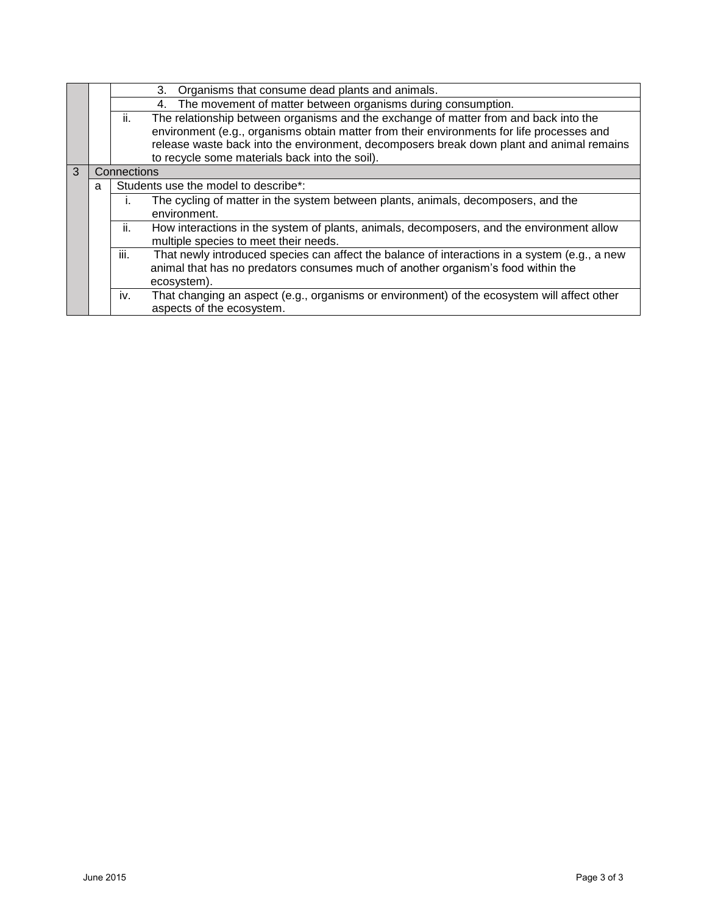| | | |
|---|---|---|
| | | 3. Organisms that consume dead plants and animals. |
| | | 4. The movement of matter between organisms during consumption. |
| | | ii. The relationship between organisms and the exchange of matter from and back into the environment (e.g., organisms obtain matter from their environments for life processes and release waste back into the environment, decomposers break down plant and animal remains to recycle some materials back into the soil). |
| 3 | Connections | |
| | a | Students use the model to describe*: |
| | | i. The cycling of matter in the system between plants, animals, decomposers, and the environment. |
| | | ii. How interactions in the system of plants, animals, decomposers, and the environment allow multiple species to meet their needs. |
| | | iii. That newly introduced species can affect the balance of interactions in a system (e.g., a new animal that has no predators consumes much of another organism's food within the ecosystem). |
| | | iv. That changing an aspect (e.g., organisms or environment) of the ecosystem will affect other aspects of the ecosystem. |